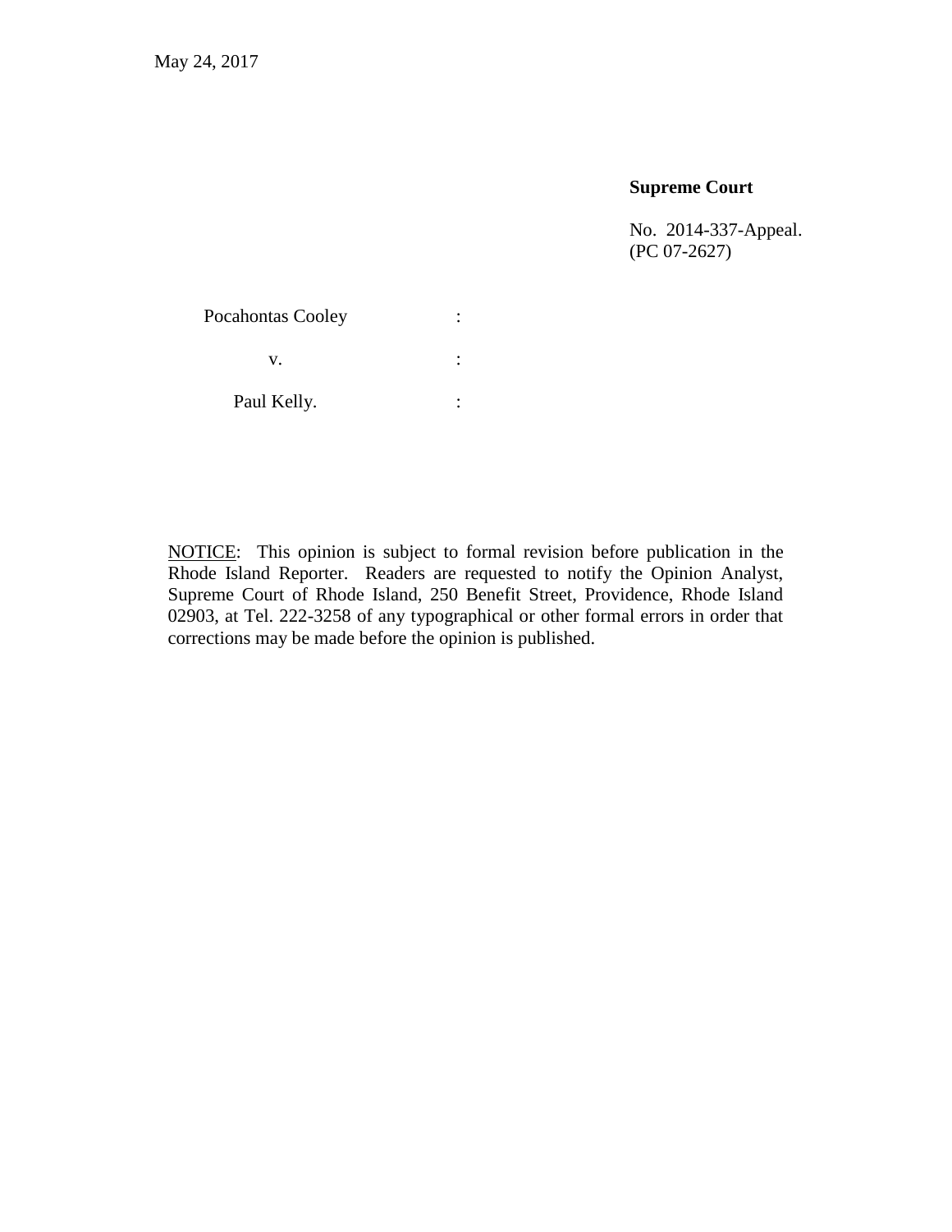May 24, 2017

**Supreme Court**

No. 2014-337-Appeal.
(PC 07-2627)

| | |
|---|---|
| Pocahontas Cooley | : |
| v. | : |
| Paul Kelly. | : |

NOTICE: This opinion is subject to formal revision before publication in the Rhode Island Reporter. Readers are requested to notify the Opinion Analyst, Supreme Court of Rhode Island, 250 Benefit Street, Providence, Rhode Island 02903, at Tel. 222-3258 of any typographical or other formal errors in order that corrections may be made before the opinion is published.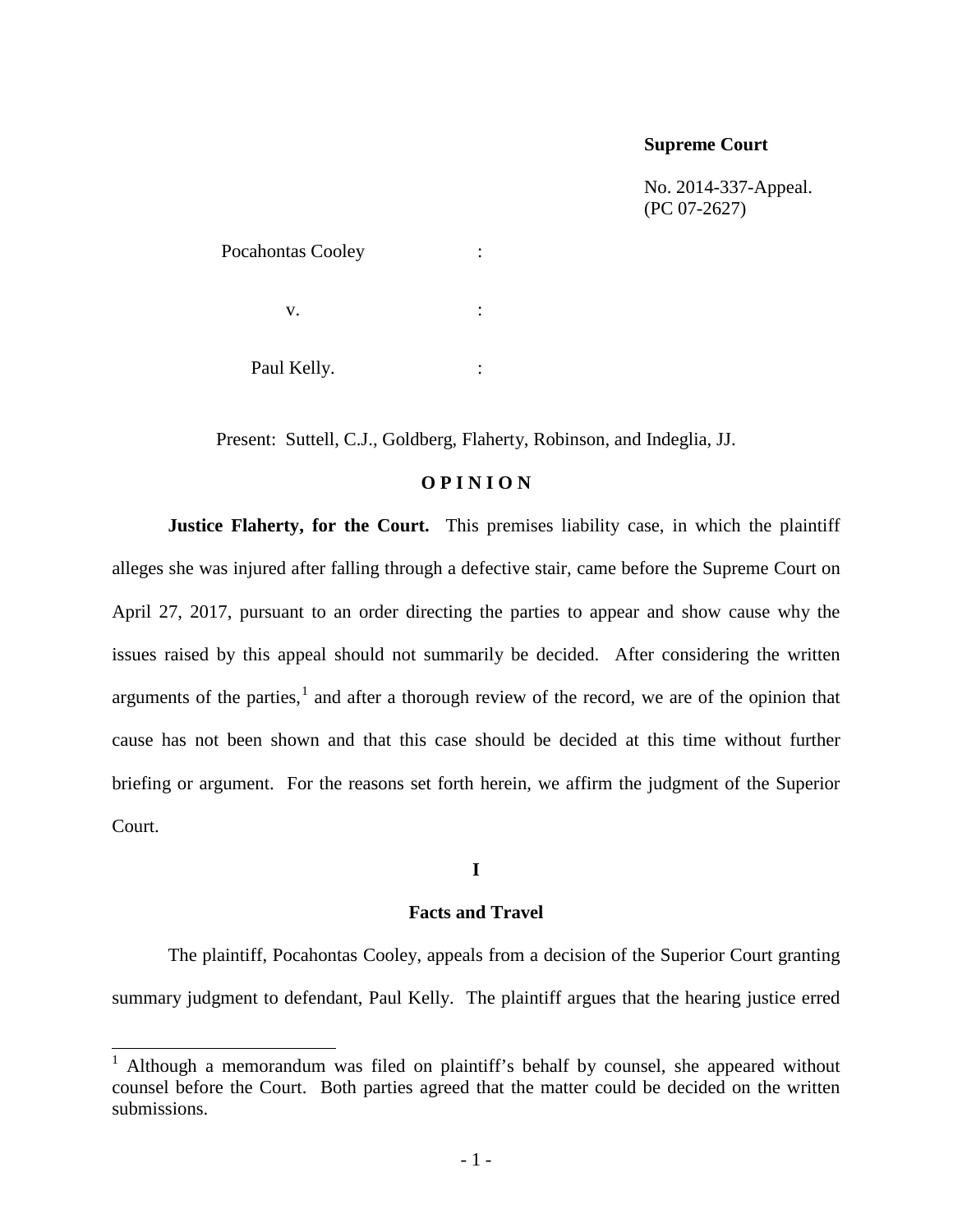**Supreme Court**

No. 2014-337-Appeal.
(PC 07-2627)

Pocahontas Cooley :

v. :

Paul Kelly. :

Present: Suttell, C.J., Goldberg, Flaherty, Robinson, and Indeglia, JJ.

**O P I N I O N**

**Justice Flaherty, for the Court.** This premises liability case, in which the plaintiff alleges she was injured after falling through a defective stair, came before the Supreme Court on April 27, 2017, pursuant to an order directing the parties to appear and show cause why the issues raised by this appeal should not summarily be decided. After considering the written arguments of the parties,[1] and after a thorough review of the record, we are of the opinion that cause has not been shown and that this case should be decided at this time without further briefing or argument. For the reasons set forth herein, we affirm the judgment of the Superior Court.

## I

## Facts and Travel

The plaintiff, Pocahontas Cooley, appeals from a decision of the Superior Court granting summary judgment to defendant, Paul Kelly. The plaintiff argues that the hearing justice erred

[1] Although a memorandum was filed on plaintiff's behalf by counsel, she appeared without counsel before the Court. Both parties agreed that the matter could be decided on the written submissions.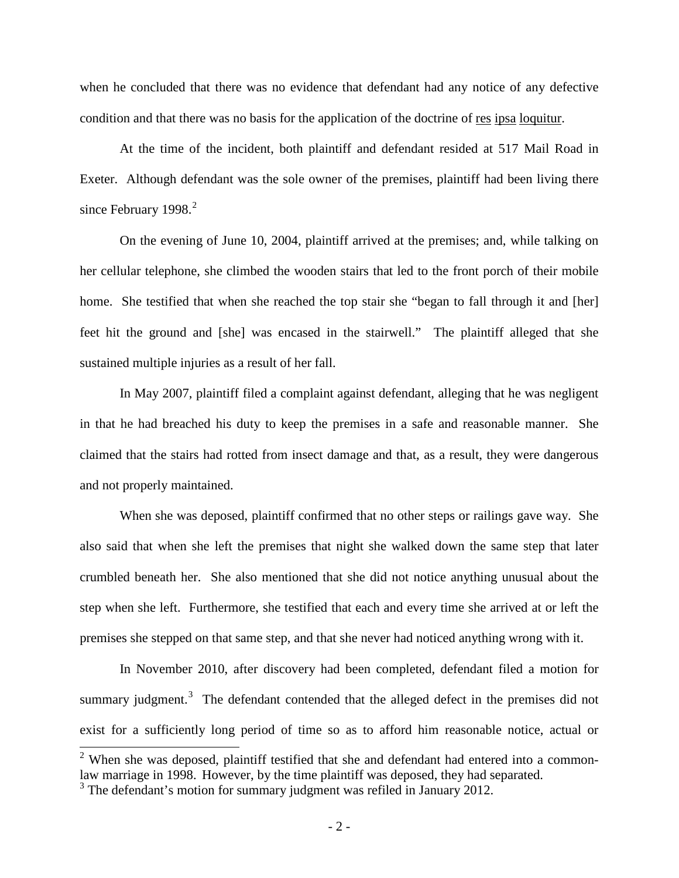when he concluded that there was no evidence that defendant had any notice of any defective condition and that there was no basis for the application of the doctrine of res ipsa loquitur.

At the time of the incident, both plaintiff and defendant resided at 517 Mail Road in Exeter. Although defendant was the sole owner of the premises, plaintiff had been living there since February 1998.[2]

On the evening of June 10, 2004, plaintiff arrived at the premises; and, while talking on her cellular telephone, she climbed the wooden stairs that led to the front porch of their mobile home. She testified that when she reached the top stair she "began to fall through it and [her] feet hit the ground and [she] was encased in the stairwell." The plaintiff alleged that she sustained multiple injuries as a result of her fall.

In May 2007, plaintiff filed a complaint against defendant, alleging that he was negligent in that he had breached his duty to keep the premises in a safe and reasonable manner. She claimed that the stairs had rotted from insect damage and that, as a result, they were dangerous and not properly maintained.

When she was deposed, plaintiff confirmed that no other steps or railings gave way. She also said that when she left the premises that night she walked down the same step that later crumbled beneath her. She also mentioned that she did not notice anything unusual about the step when she left. Furthermore, she testified that each and every time she arrived at or left the premises she stepped on that same step, and that she never had noticed anything wrong with it.

In November 2010, after discovery had been completed, defendant filed a motion for summary judgment.[3] The defendant contended that the alleged defect in the premises did not exist for a sufficiently long period of time so as to afford him reasonable notice, actual or

---

[2] When she was deposed, plaintiff testified that she and defendant had entered into a common-law marriage in 1998. However, by the time plaintiff was deposed, they had separated.

[3] The defendant's motion for summary judgment was refiled in January 2012.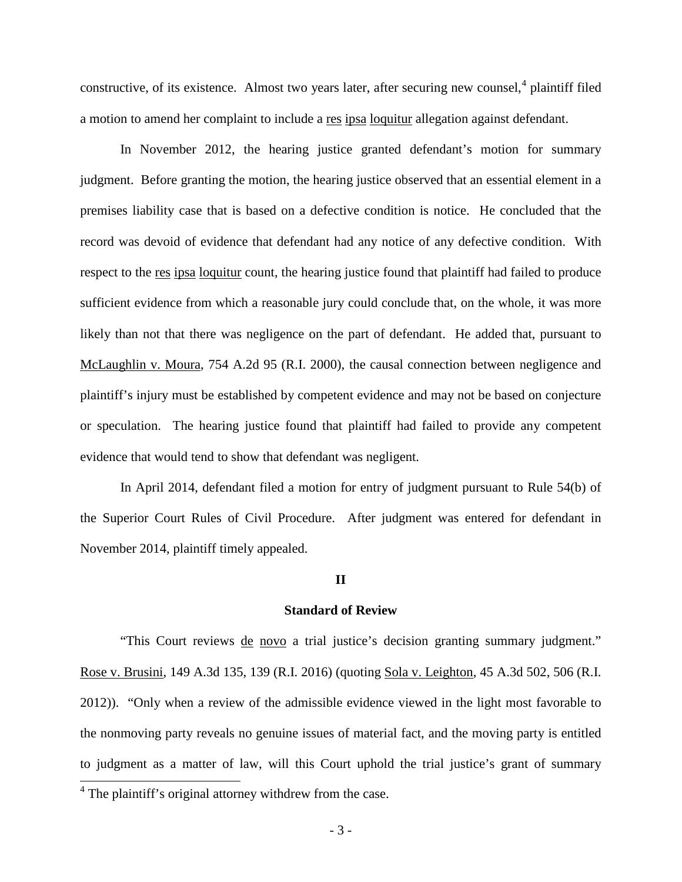constructive, of its existence. Almost two years later, after securing new counsel,[4] plaintiff filed a motion to amend her complaint to include a res ipsa loquitur allegation against defendant.

In November 2012, the hearing justice granted defendant's motion for summary judgment. Before granting the motion, the hearing justice observed that an essential element in a premises liability case that is based on a defective condition is notice. He concluded that the record was devoid of evidence that defendant had any notice of any defective condition. With respect to the res ipsa loquitur count, the hearing justice found that plaintiff had failed to produce sufficient evidence from which a reasonable jury could conclude that, on the whole, it was more likely than not that there was negligence on the part of defendant. He added that, pursuant to McLaughlin v. Moura, 754 A.2d 95 (R.I. 2000), the causal connection between negligence and plaintiff's injury must be established by competent evidence and may not be based on conjecture or speculation. The hearing justice found that plaintiff had failed to provide any competent evidence that would tend to show that defendant was negligent.

In April 2014, defendant filed a motion for entry of judgment pursuant to Rule 54(b) of the Superior Court Rules of Civil Procedure. After judgment was entered for defendant in November 2014, plaintiff timely appealed.

## II

## Standard of Review

"This Court reviews de novo a trial justice's decision granting summary judgment." Rose v. Brusini, 149 A.3d 135, 139 (R.I. 2016) (quoting Sola v. Leighton, 45 A.3d 502, 506 (R.I. 2012)). "Only when a review of the admissible evidence viewed in the light most favorable to the nonmoving party reveals no genuine issues of material fact, and the moving party is entitled to judgment as a matter of law, will this Court uphold the trial justice's grant of summary

[4] The plaintiff's original attorney withdrew from the case.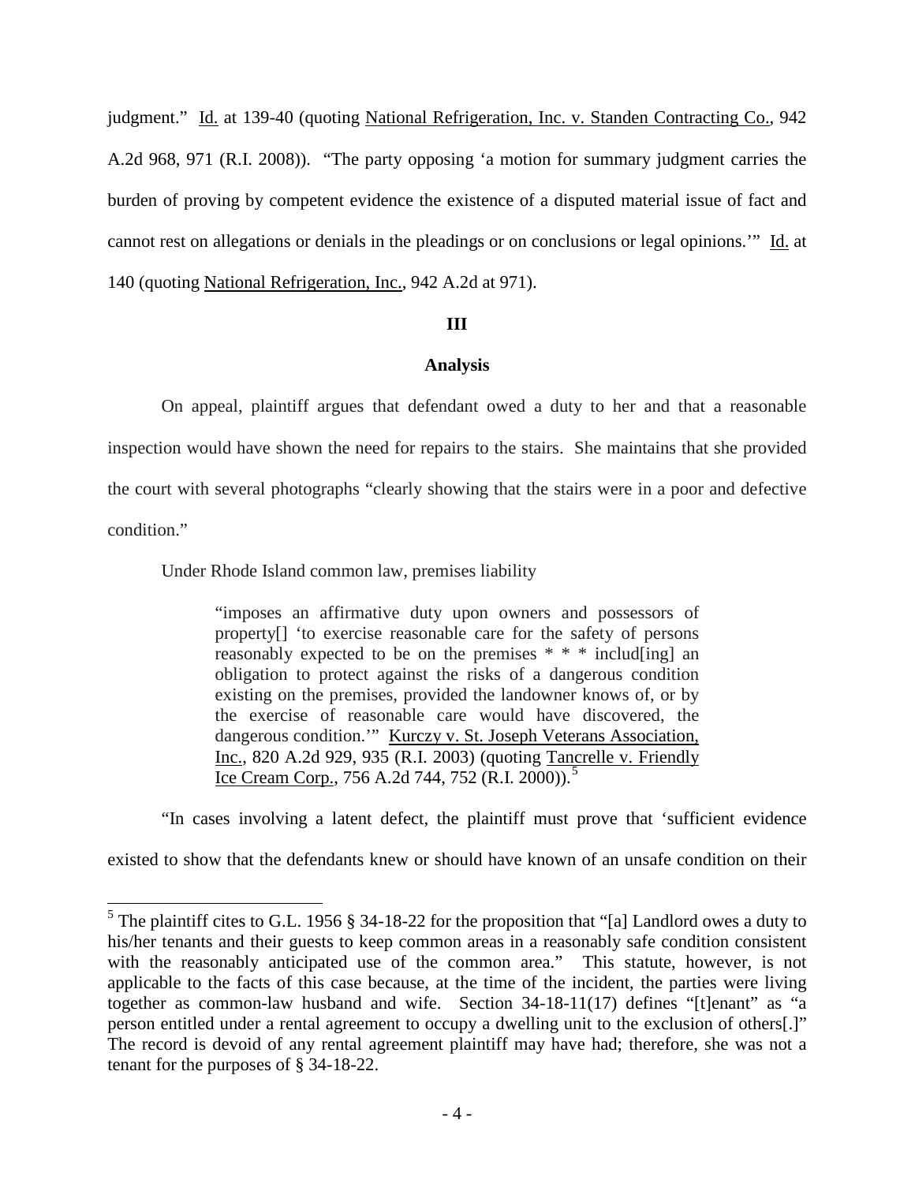judgment." Id. at 139-40 (quoting National Refrigeration, Inc. v. Standen Contracting Co., 942 A.2d 968, 971 (R.I. 2008)). "The party opposing 'a motion for summary judgment carries the burden of proving by competent evidence the existence of a disputed material issue of fact and cannot rest on allegations or denials in the pleadings or on conclusions or legal opinions.'" Id. at 140 (quoting National Refrigeration, Inc., 942 A.2d at 971).

## III

## Analysis

On appeal, plaintiff argues that defendant owed a duty to her and that a reasonable inspection would have shown the need for repairs to the stairs. She maintains that she provided the court with several photographs "clearly showing that the stairs were in a poor and defective condition."

Under Rhode Island common law, premises liability

> "imposes an affirmative duty upon owners and possessors of property[] 'to exercise reasonable care for the safety of persons reasonably expected to be on the premises * * * includ[ing] an obligation to protect against the risks of a dangerous condition existing on the premises, provided the landowner knows of, or by the exercise of reasonable care would have discovered, the dangerous condition.'" Kurczy v. St. Joseph Veterans Association, Inc., 820 A.2d 929, 935 (R.I. 2003) (quoting Tancrelle v. Friendly Ice Cream Corp., 756 A.2d 744, 752 (R.I. 2000)).[5]

"In cases involving a latent defect, the plaintiff must prove that 'sufficient evidence existed to show that the defendants knew or should have known of an unsafe condition on their

---

[5] The plaintiff cites to G.L. 1956 § 34-18-22 for the proposition that "[a] Landlord owes a duty to his/her tenants and their guests to keep common areas in a reasonably safe condition consistent with the reasonably anticipated use of the common area." This statute, however, is not applicable to the facts of this case because, at the time of the incident, the parties were living together as common-law husband and wife. Section 34-18-11(17) defines "[t]enant" as "a person entitled under a rental agreement to occupy a dwelling unit to the exclusion of others[.]" The record is devoid of any rental agreement plaintiff may have had; therefore, she was not a tenant for the purposes of § 34-18-22.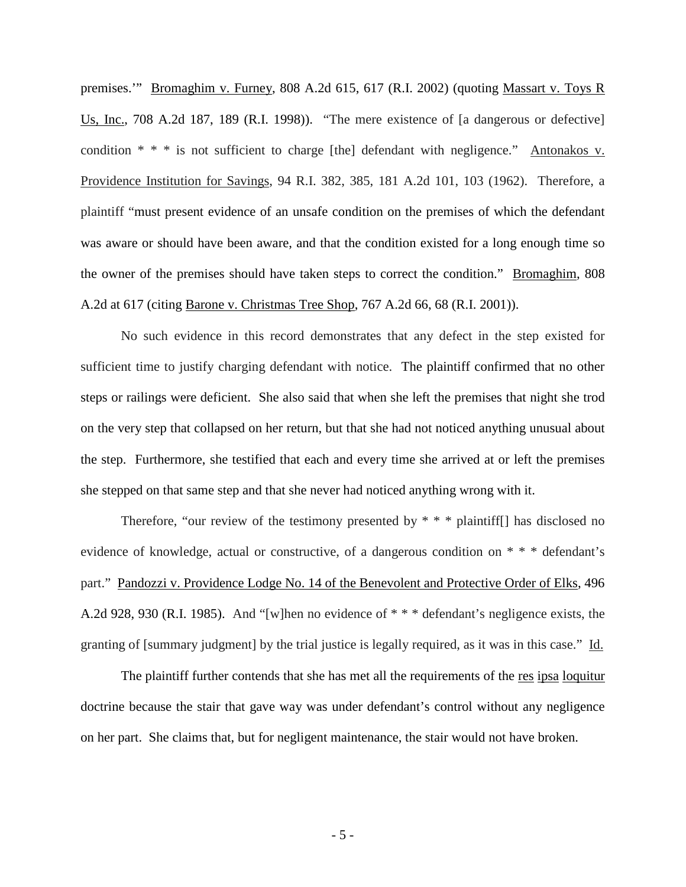premises.'" Bromaghim v. Furney, 808 A.2d 615, 617 (R.I. 2002) (quoting Massart v. Toys R Us, Inc., 708 A.2d 187, 189 (R.I. 1998)). "The mere existence of [a dangerous or defective] condition * * * is not sufficient to charge [the] defendant with negligence." Antonakos v. Providence Institution for Savings, 94 R.I. 382, 385, 181 A.2d 101, 103 (1962). Therefore, a plaintiff "must present evidence of an unsafe condition on the premises of which the defendant was aware or should have been aware, and that the condition existed for a long enough time so the owner of the premises should have taken steps to correct the condition." Bromaghim, 808 A.2d at 617 (citing Barone v. Christmas Tree Shop, 767 A.2d 66, 68 (R.I. 2001)).

No such evidence in this record demonstrates that any defect in the step existed for sufficient time to justify charging defendant with notice. The plaintiff confirmed that no other steps or railings were deficient. She also said that when she left the premises that night she trod on the very step that collapsed on her return, but that she had not noticed anything unusual about the step. Furthermore, she testified that each and every time she arrived at or left the premises she stepped on that same step and that she never had noticed anything wrong with it.

Therefore, "our review of the testimony presented by * * * plaintiff[] has disclosed no evidence of knowledge, actual or constructive, of a dangerous condition on * * * defendant's part." Pandozzi v. Providence Lodge No. 14 of the Benevolent and Protective Order of Elks, 496 A.2d 928, 930 (R.I. 1985). And "[w]hen no evidence of * * * defendant's negligence exists, the granting of [summary judgment] by the trial justice is legally required, as it was in this case." Id.

The plaintiff further contends that she has met all the requirements of the res ipsa loquitur doctrine because the stair that gave way was under defendant's control without any negligence on her part. She claims that, but for negligent maintenance, the stair would not have broken.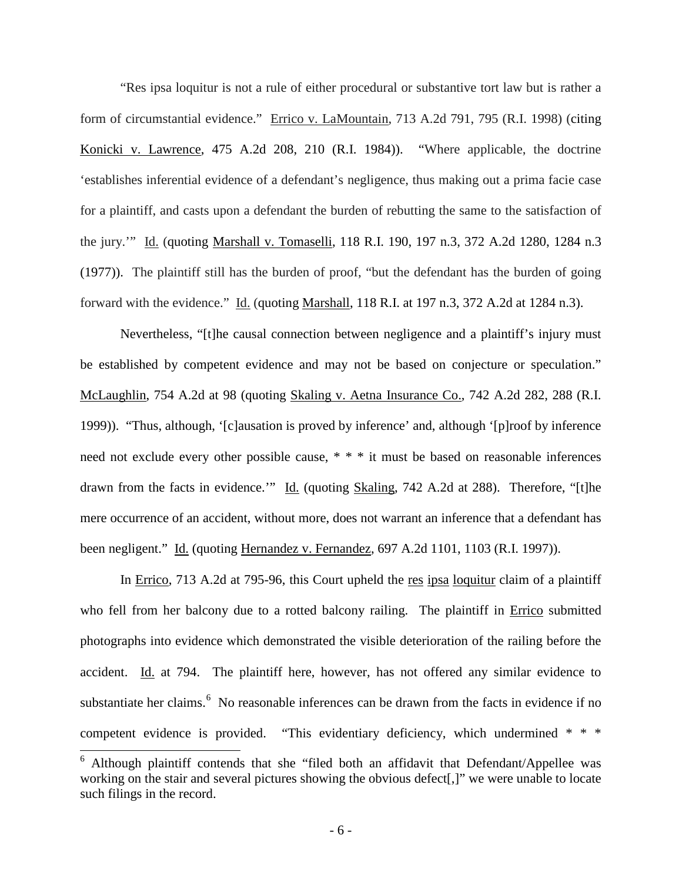"Res ipsa loquitur is not a rule of either procedural or substantive tort law but is rather a form of circumstantial evidence." Errico v. LaMountain, 713 A.2d 791, 795 (R.I. 1998) (citing Konicki v. Lawrence, 475 A.2d 208, 210 (R.I. 1984)). "Where applicable, the doctrine 'establishes inferential evidence of a defendant's negligence, thus making out a prima facie case for a plaintiff, and casts upon a defendant the burden of rebutting the same to the satisfaction of the jury.'" Id. (quoting Marshall v. Tomaselli, 118 R.I. 190, 197 n.3, 372 A.2d 1280, 1284 n.3 (1977)). The plaintiff still has the burden of proof, "but the defendant has the burden of going forward with the evidence." Id. (quoting Marshall, 118 R.I. at 197 n.3, 372 A.2d at 1284 n.3).

Nevertheless, "[t]he causal connection between negligence and a plaintiff's injury must be established by competent evidence and may not be based on conjecture or speculation." McLaughlin, 754 A.2d at 98 (quoting Skaling v. Aetna Insurance Co., 742 A.2d 282, 288 (R.I. 1999)). "Thus, although, '[c]ausation is proved by inference' and, although '[p]roof by inference need not exclude every other possible cause, * * * it must be based on reasonable inferences drawn from the facts in evidence.'" Id. (quoting Skaling, 742 A.2d at 288). Therefore, "[t]he mere occurrence of an accident, without more, does not warrant an inference that a defendant has been negligent." Id. (quoting Hernandez v. Fernandez, 697 A.2d 1101, 1103 (R.I. 1997)).

In Errico, 713 A.2d at 795-96, this Court upheld the res ipsa loquitur claim of a plaintiff who fell from her balcony due to a rotted balcony railing. The plaintiff in Errico submitted photographs into evidence which demonstrated the visible deterioration of the railing before the accident. Id. at 794. The plaintiff here, however, has not offered any similar evidence to substantiate her claims.[6] No reasonable inferences can be drawn from the facts in evidence if no competent evidence is provided. "This evidentiary deficiency, which undermined * * *

---

[6] Although plaintiff contends that she "filed both an affidavit that Defendant/Appellee was working on the stair and several pictures showing the obvious defect[,]" we were unable to locate such filings in the record.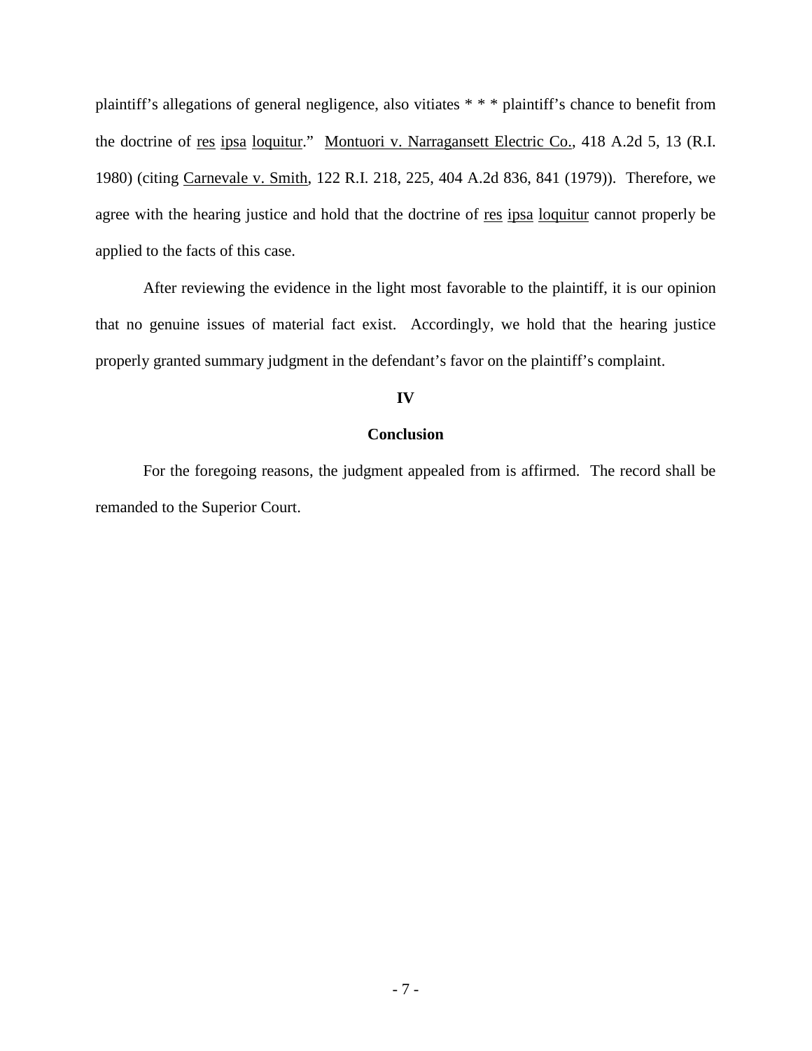plaintiff's allegations of general negligence, also vitiates * * * plaintiff's chance to benefit from the doctrine of res ipsa loquitur." Montuori v. Narragansett Electric Co., 418 A.2d 5, 13 (R.I. 1980) (citing Carnevale v. Smith, 122 R.I. 218, 225, 404 A.2d 836, 841 (1979)). Therefore, we agree with the hearing justice and hold that the doctrine of res ipsa loquitur cannot properly be applied to the facts of this case.

After reviewing the evidence in the light most favorable to the plaintiff, it is our opinion that no genuine issues of material fact exist. Accordingly, we hold that the hearing justice properly granted summary judgment in the defendant's favor on the plaintiff's complaint.

## IV

## Conclusion

For the foregoing reasons, the judgment appealed from is affirmed. The record shall be remanded to the Superior Court.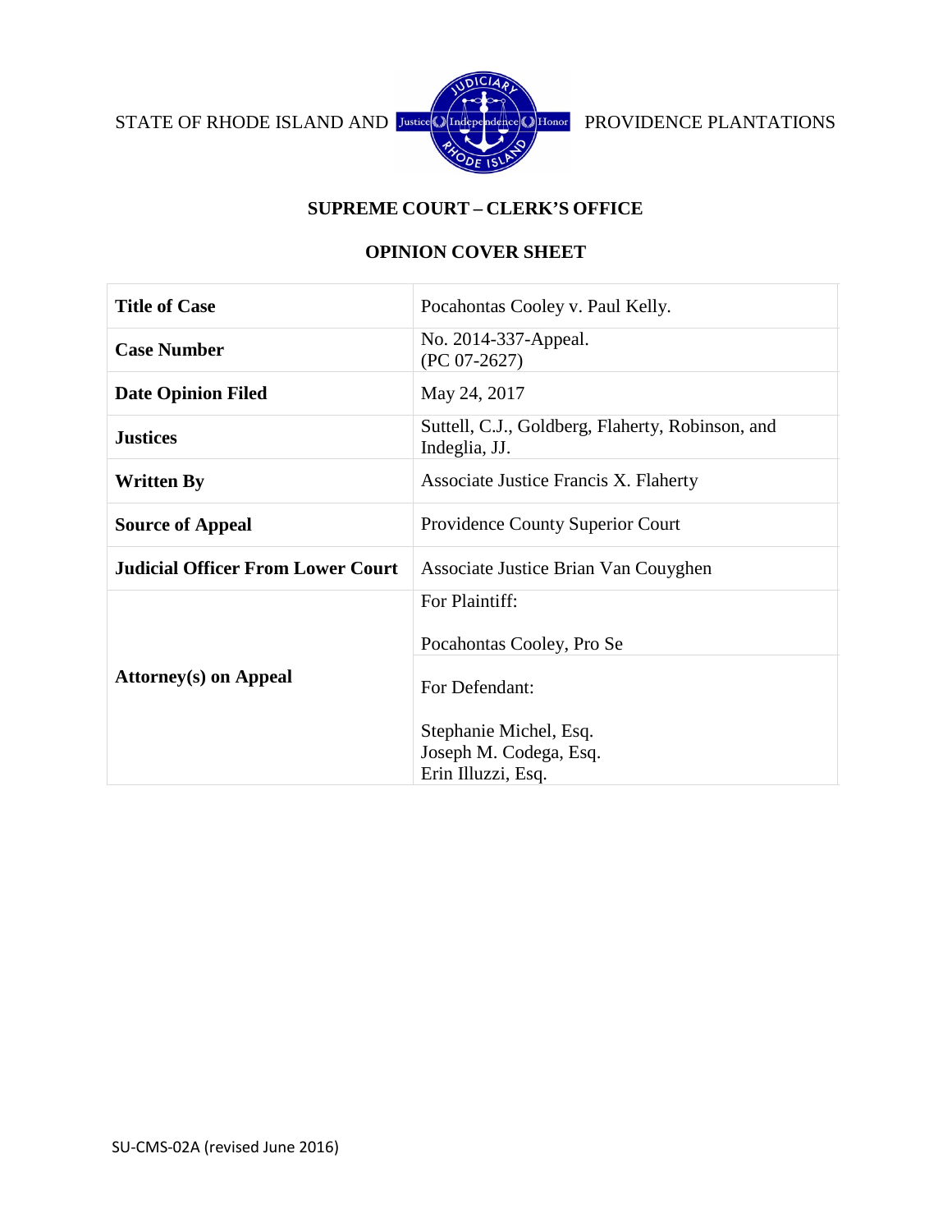STATE OF RHODE ISLAND AND PROVIDENCE PLANTATIONS

## SUPREME COURT – CLERK'S OFFICE

## OPINION COVER SHEET

| | |
|---|---|
| **Title of Case** | Pocahontas Cooley v. Paul Kelly. |
| **Case Number** | No. 2014-337-Appeal.<br>(PC 07-2627) |
| **Date Opinion Filed** | May 24, 2017 |
| **Justices** | Suttell, C.J., Goldberg, Flaherty, Robinson, and Indeglia, JJ. |
| **Written By** | Associate Justice Francis X. Flaherty |
| **Source of Appeal** | Providence County Superior Court |
| **Judicial Officer From Lower Court** | Associate Justice Brian Van Couyghen |
| **Attorney(s) on Appeal** | For Plaintiff:<br><br>Pocahontas Cooley, Pro Se |
| | For Defendant:<br><br>Stephanie Michel, Esq.<br>Joseph M. Codega, Esq.<br>Erin Illuzzi, Esq. |

SU-CMS-02A (revised June 2016)